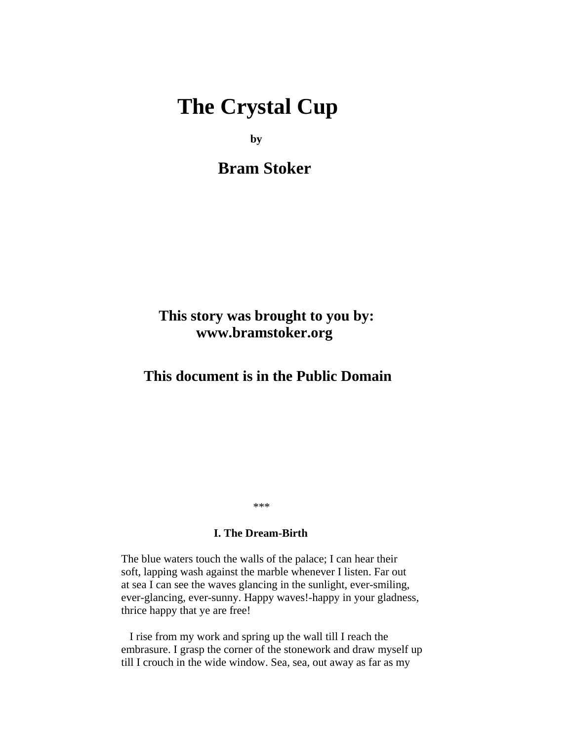# The Crystal Cup

**by**

## Bram Stoker

**This story was brought to you by:**
**www.bramstoker.org**

**This document is in the Public Domain**

***

### I. The Dream-Birth

The blue waters touch the walls of the palace; I can hear their soft, lapping wash against the marble whenever I listen. Far out at sea I can see the waves glancing in the sunlight, ever-smiling, ever-glancing, ever-sunny. Happy waves!-happy in your gladness, thrice happy that ye are free!

I rise from my work and spring up the wall till I reach the embrasure. I grasp the corner of the stonework and draw myself up till I crouch in the wide window. Sea, sea, out away as far as my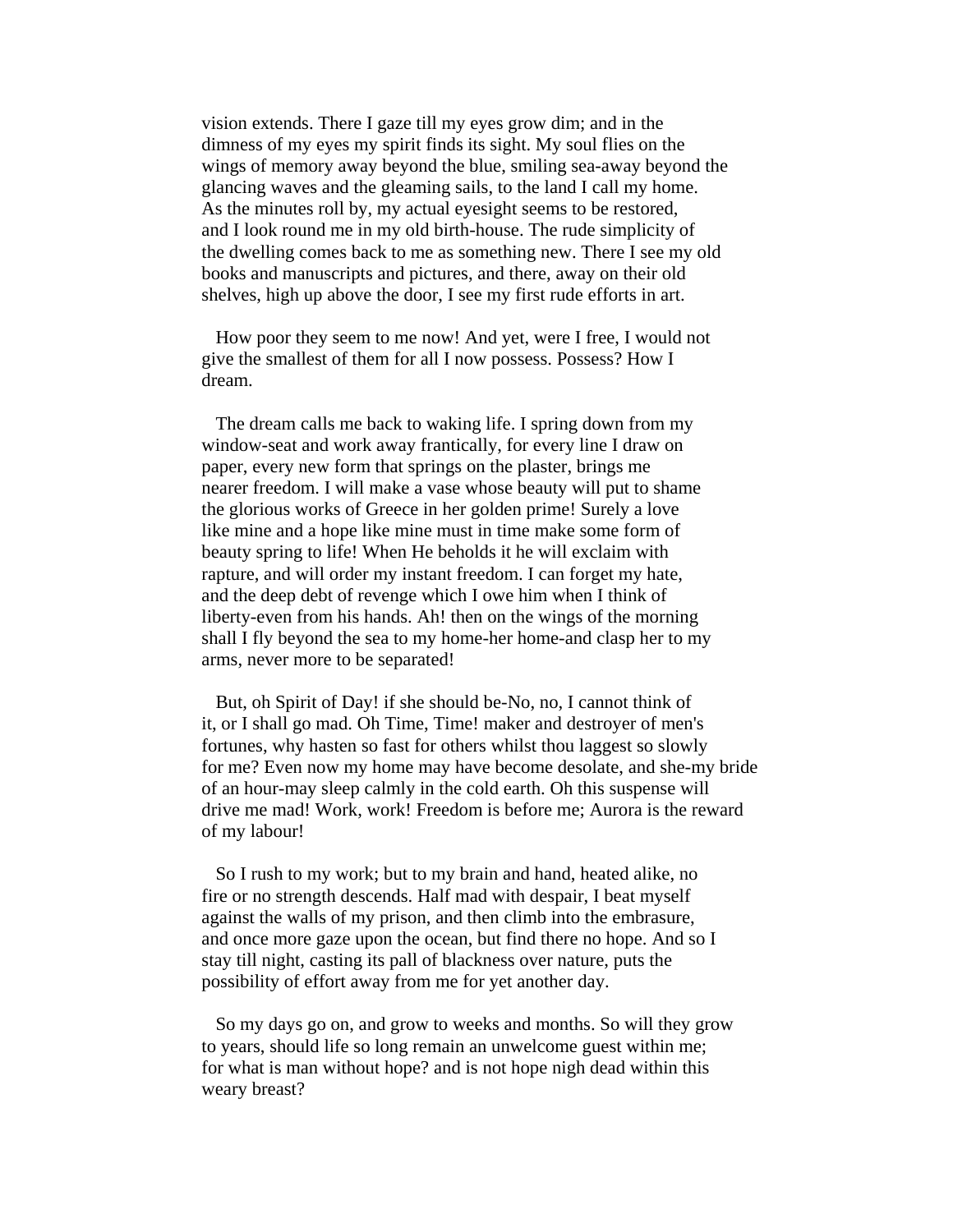vision extends. There I gaze till my eyes grow dim; and in the dimness of my eyes my spirit finds its sight. My soul flies on the wings of memory away beyond the blue, smiling sea-away beyond the glancing waves and the gleaming sails, to the land I call my home. As the minutes roll by, my actual eyesight seems to be restored, and I look round me in my old birth-house. The rude simplicity of the dwelling comes back to me as something new. There I see my old books and manuscripts and pictures, and there, away on their old shelves, high up above the door, I see my first rude efforts in art.

How poor they seem to me now! And yet, were I free, I would not give the smallest of them for all I now possess. Possess? How I dream.

The dream calls me back to waking life. I spring down from my window-seat and work away frantically, for every line I draw on paper, every new form that springs on the plaster, brings me nearer freedom. I will make a vase whose beauty will put to shame the glorious works of Greece in her golden prime! Surely a love like mine and a hope like mine must in time make some form of beauty spring to life! When He beholds it he will exclaim with rapture, and will order my instant freedom. I can forget my hate, and the deep debt of revenge which I owe him when I think of liberty-even from his hands. Ah! then on the wings of the morning shall I fly beyond the sea to my home-her home-and clasp her to my arms, never more to be separated!

But, oh Spirit of Day! if she should be-No, no, I cannot think of it, or I shall go mad. Oh Time, Time! maker and destroyer of men's fortunes, why hasten so fast for others whilst thou laggest so slowly for me? Even now my home may have become desolate, and she-my bride of an hour-may sleep calmly in the cold earth. Oh this suspense will drive me mad! Work, work! Freedom is before me; Aurora is the reward of my labour!

So I rush to my work; but to my brain and hand, heated alike, no fire or no strength descends. Half mad with despair, I beat myself against the walls of my prison, and then climb into the embrasure, and once more gaze upon the ocean, but find there no hope. And so I stay till night, casting its pall of blackness over nature, puts the possibility of effort away from me for yet another day.

So my days go on, and grow to weeks and months. So will they grow to years, should life so long remain an unwelcome guest within me; for what is man without hope? and is not hope nigh dead within this weary breast?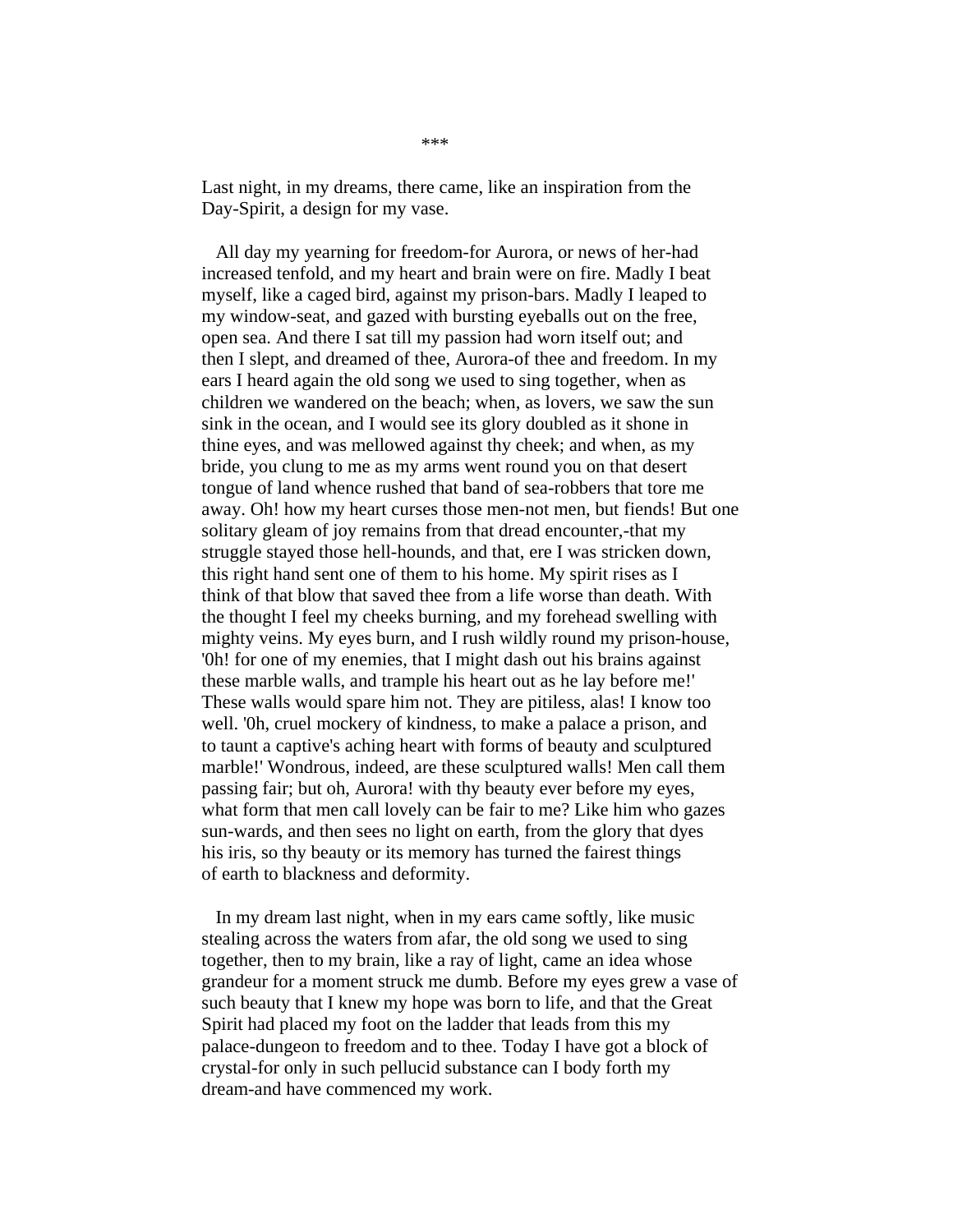\*\*\*

Last night, in my dreams, there came, like an inspiration from the Day-Spirit, a design for my vase.

All day my yearning for freedom-for Aurora, or news of her-had increased tenfold, and my heart and brain were on fire. Madly I beat myself, like a caged bird, against my prison-bars. Madly I leaped to my window-seat, and gazed with bursting eyeballs out on the free, open sea. And there I sat till my passion had worn itself out; and then I slept, and dreamed of thee, Aurora-of thee and freedom. In my ears I heard again the old song we used to sing together, when as children we wandered on the beach; when, as lovers, we saw the sun sink in the ocean, and I would see its glory doubled as it shone in thine eyes, and was mellowed against thy cheek; and when, as my bride, you clung to me as my arms went round you on that desert tongue of land whence rushed that band of sea-robbers that tore me away. Oh! how my heart curses those men-not men, but fiends! But one solitary gleam of joy remains from that dread encounter,-that my struggle stayed those hell-hounds, and that, ere I was stricken down, this right hand sent one of them to his home. My spirit rises as I think of that blow that saved thee from a life worse than death. With the thought I feel my cheeks burning, and my forehead swelling with mighty veins. My eyes burn, and I rush wildly round my prison-house, '0h! for one of my enemies, that I might dash out his brains against these marble walls, and trample his heart out as he lay before me!' These walls would spare him not. They are pitiless, alas! I know too well. '0h, cruel mockery of kindness, to make a palace a prison, and to taunt a captive's aching heart with forms of beauty and sculptured marble!' Wondrous, indeed, are these sculptured walls! Men call them passing fair; but oh, Aurora! with thy beauty ever before my eyes, what form that men call lovely can be fair to me? Like him who gazes sun-wards, and then sees no light on earth, from the glory that dyes his iris, so thy beauty or its memory has turned the fairest things of earth to blackness and deformity.

In my dream last night, when in my ears came softly, like music stealing across the waters from afar, the old song we used to sing together, then to my brain, like a ray of light, came an idea whose grandeur for a moment struck me dumb. Before my eyes grew a vase of such beauty that I knew my hope was born to life, and that the Great Spirit had placed my foot on the ladder that leads from this my palace-dungeon to freedom and to thee. Today I have got a block of crystal-for only in such pellucid substance can I body forth my dream-and have commenced my work.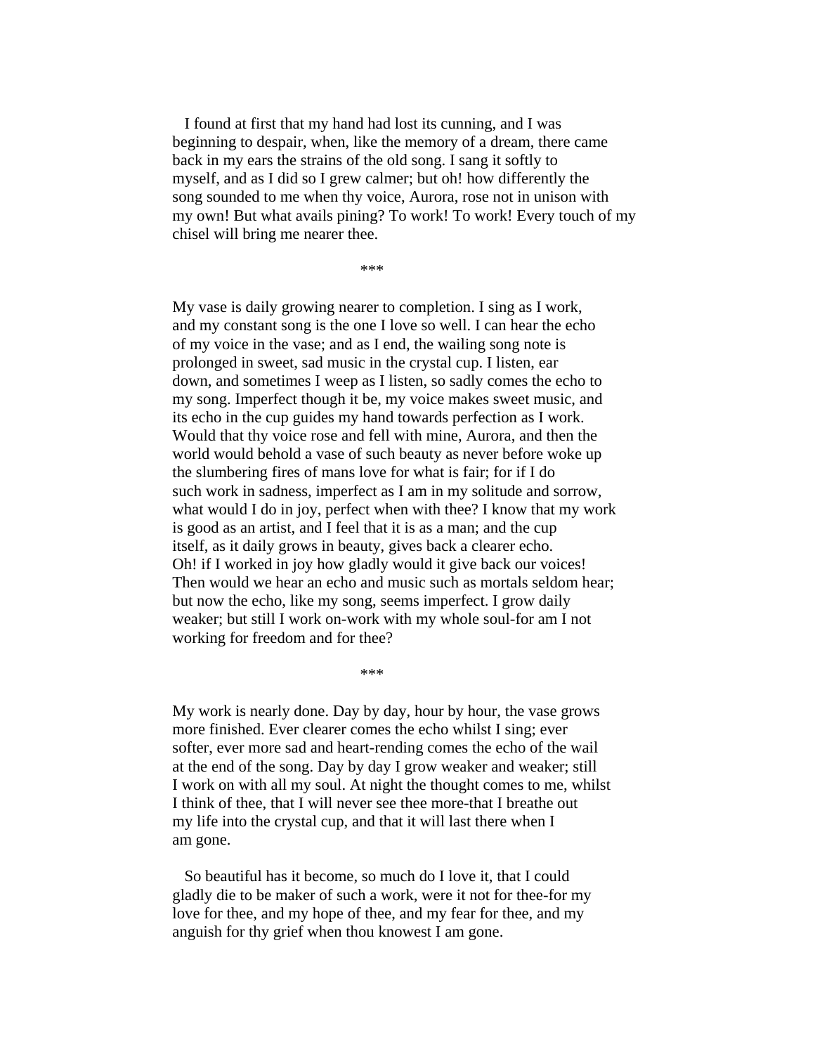I found at first that my hand had lost its cunning, and I was beginning to despair, when, like the memory of a dream, there came back in my ears the strains of the old song. I sang it softly to myself, and as I did so I grew calmer; but oh! how differently the song sounded to me when thy voice, Aurora, rose not in unison with my own! But what avails pining? To work! To work! Every touch of my chisel will bring me nearer thee.

***

My vase is daily growing nearer to completion. I sing as I work, and my constant song is the one I love so well. I can hear the echo of my voice in the vase; and as I end, the wailing song note is prolonged in sweet, sad music in the crystal cup. I listen, ear down, and sometimes I weep as I listen, so sadly comes the echo to my song. Imperfect though it be, my voice makes sweet music, and its echo in the cup guides my hand towards perfection as I work. Would that thy voice rose and fell with mine, Aurora, and then the world would behold a vase of such beauty as never before woke up the slumbering fires of mans love for what is fair; for if I do such work in sadness, imperfect as I am in my solitude and sorrow, what would I do in joy, perfect when with thee? I know that my work is good as an artist, and I feel that it is as a man; and the cup itself, as it daily grows in beauty, gives back a clearer echo. Oh! if I worked in joy how gladly would it give back our voices! Then would we hear an echo and music such as mortals seldom hear; but now the echo, like my song, seems imperfect. I grow daily weaker; but still I work on-work with my whole soul-for am I not working for freedom and for thee?

***

My work is nearly done. Day by day, hour by hour, the vase grows more finished. Ever clearer comes the echo whilst I sing; ever softer, ever more sad and heart-rending comes the echo of the wail at the end of the song. Day by day I grow weaker and weaker; still I work on with all my soul. At night the thought comes to me, whilst I think of thee, that I will never see thee more-that I breathe out my life into the crystal cup, and that it will last there when I am gone.

So beautiful has it become, so much do I love it, that I could gladly die to be maker of such a work, were it not for thee-for my love for thee, and my hope of thee, and my fear for thee, and my anguish for thy grief when thou knowest I am gone.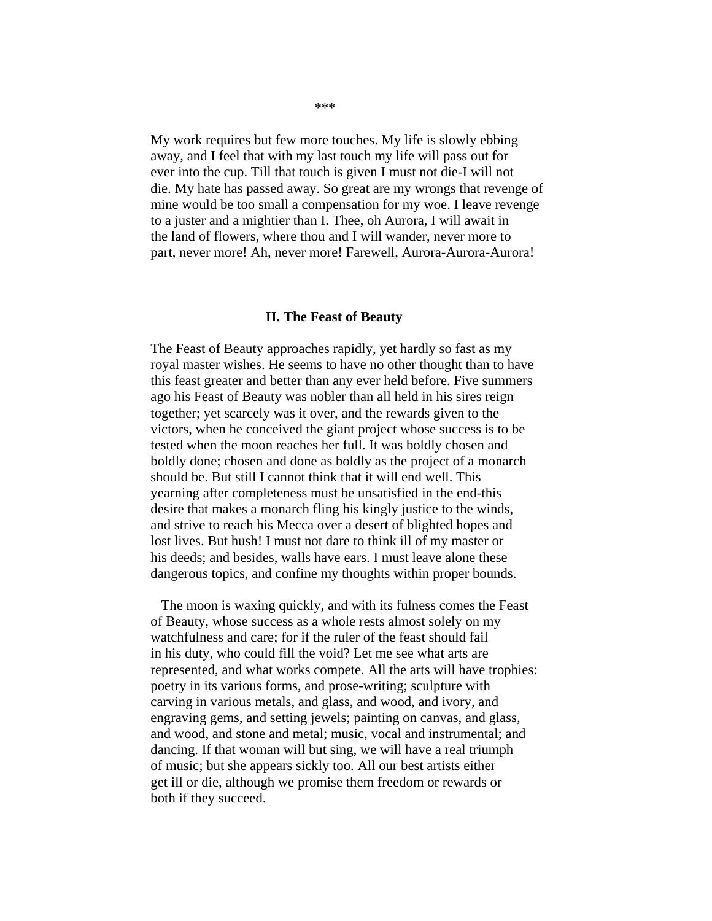\*\*\*

My work requires but few more touches. My life is slowly ebbing away, and I feel that with my last touch my life will pass out for ever into the cup. Till that touch is given I must not die-I will not die. My hate has passed away. So great are my wrongs that revenge of mine would be too small a compensation for my woe. I leave revenge to a juster and a mightier than I. Thee, oh Aurora, I will await in the land of flowers, where thou and I will wander, never more to part, never more! Ah, never more! Farewell, Aurora-Aurora-Aurora!

## II. The Feast of Beauty

The Feast of Beauty approaches rapidly, yet hardly so fast as my royal master wishes. He seems to have no other thought than to have this feast greater and better than any ever held before. Five summers ago his Feast of Beauty was nobler than all held in his sires reign together; yet scarcely was it over, and the rewards given to the victors, when he conceived the giant project whose success is to be tested when the moon reaches her full. It was boldly chosen and boldly done; chosen and done as boldly as the project of a monarch should be. But still I cannot think that it will end well. This yearning after completeness must be unsatisfied in the end-this desire that makes a monarch fling his kingly justice to the winds, and strive to reach his Mecca over a desert of blighted hopes and lost lives. But hush! I must not dare to think ill of my master or his deeds; and besides, walls have ears. I must leave alone these dangerous topics, and confine my thoughts within proper bounds.

The moon is waxing quickly, and with its fulness comes the Feast of Beauty, whose success as a whole rests almost solely on my watchfulness and care; for if the ruler of the feast should fail in his duty, who could fill the void? Let me see what arts are represented, and what works compete. All the arts will have trophies: poetry in its various forms, and prose-writing; sculpture with carving in various metals, and glass, and wood, and ivory, and engraving gems, and setting jewels; painting on canvas, and glass, and wood, and stone and metal; music, vocal and instrumental; and dancing. If that woman will but sing, we will have a real triumph of music; but she appears sickly too. All our best artists either get ill or die, although we promise them freedom or rewards or both if they succeed.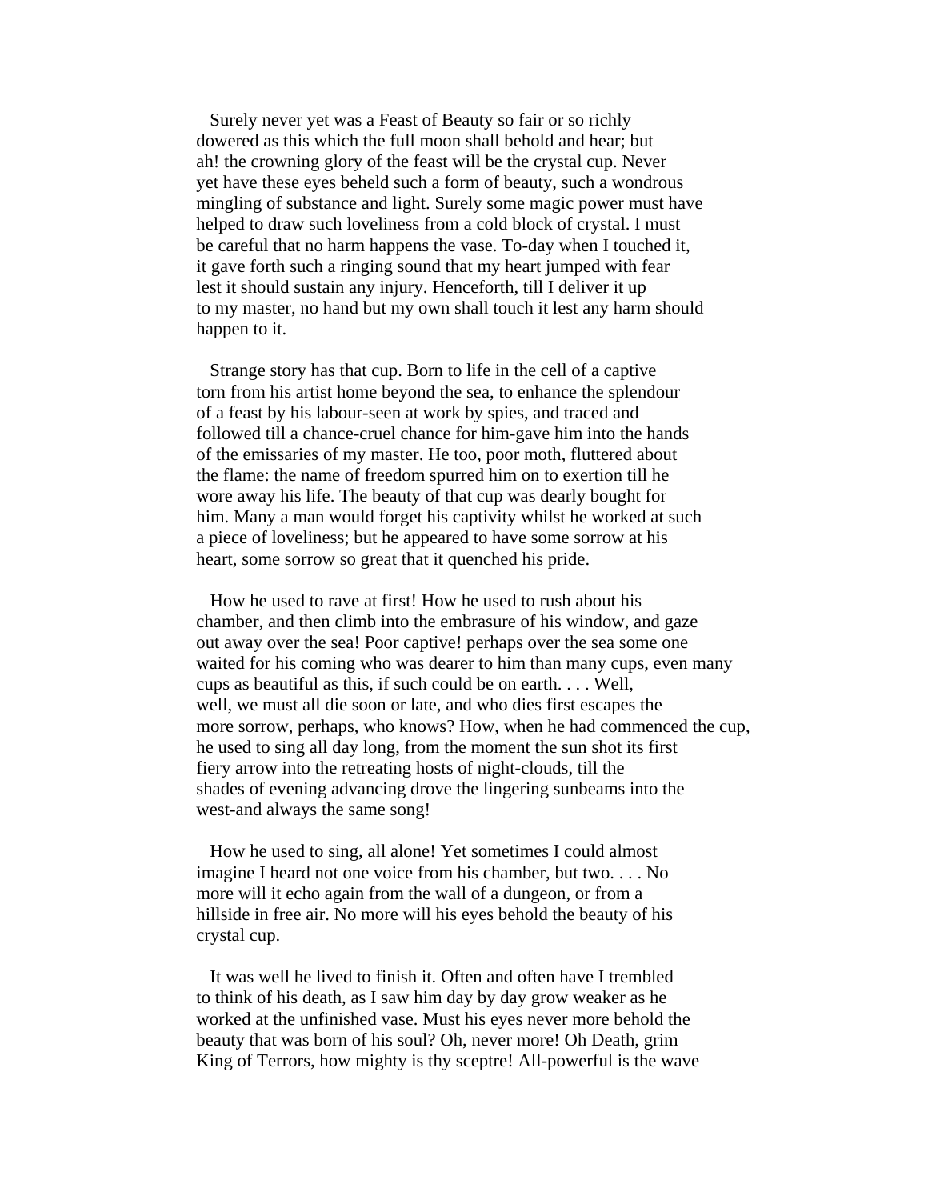Surely never yet was a Feast of Beauty so fair or so richly dowered as this which the full moon shall behold and hear; but ah! the crowning glory of the feast will be the crystal cup. Never yet have these eyes beheld such a form of beauty, such a wondrous mingling of substance and light. Surely some magic power must have helped to draw such loveliness from a cold block of crystal. I must be careful that no harm happens the vase. To-day when I touched it, it gave forth such a ringing sound that my heart jumped with fear lest it should sustain any injury. Henceforth, till I deliver it up to my master, no hand but my own shall touch it lest any harm should happen to it.

Strange story has that cup. Born to life in the cell of a captive torn from his artist home beyond the sea, to enhance the splendour of a feast by his labour-seen at work by spies, and traced and followed till a chance-cruel chance for him-gave him into the hands of the emissaries of my master. He too, poor moth, fluttered about the flame: the name of freedom spurred him on to exertion till he wore away his life. The beauty of that cup was dearly bought for him. Many a man would forget his captivity whilst he worked at such a piece of loveliness; but he appeared to have some sorrow at his heart, some sorrow so great that it quenched his pride.

How he used to rave at first! How he used to rush about his chamber, and then climb into the embrasure of his window, and gaze out away over the sea! Poor captive! perhaps over the sea some one waited for his coming who was dearer to him than many cups, even many cups as beautiful as this, if such could be on earth. . . . Well, well, we must all die soon or late, and who dies first escapes the more sorrow, perhaps, who knows? How, when he had commenced the cup, he used to sing all day long, from the moment the sun shot its first fiery arrow into the retreating hosts of night-clouds, till the shades of evening advancing drove the lingering sunbeams into the west-and always the same song!

How he used to sing, all alone! Yet sometimes I could almost imagine I heard not one voice from his chamber, but two. . . . No more will it echo again from the wall of a dungeon, or from a hillside in free air. No more will his eyes behold the beauty of his crystal cup.

It was well he lived to finish it. Often and often have I trembled to think of his death, as I saw him day by day grow weaker as he worked at the unfinished vase. Must his eyes never more behold the beauty that was born of his soul? Oh, never more! Oh Death, grim King of Terrors, how mighty is thy sceptre! All-powerful is the wave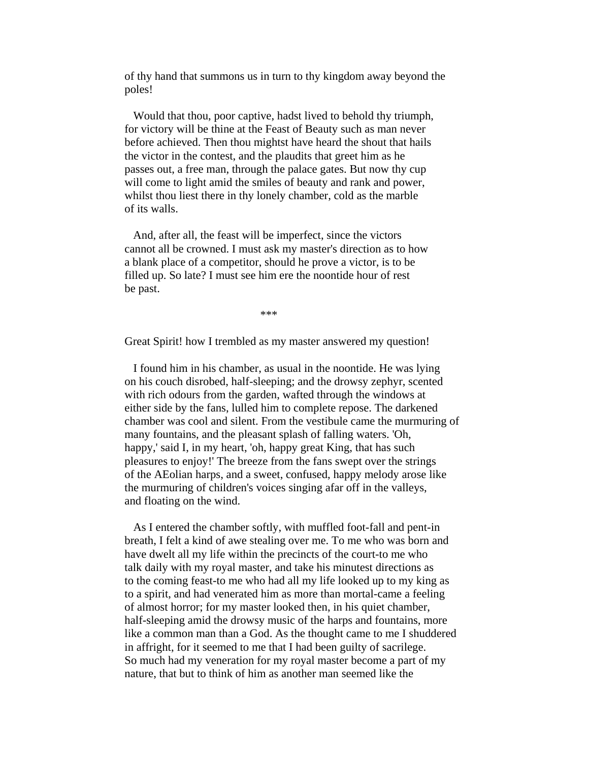of thy hand that summons us in turn to thy kingdom away beyond the poles!

Would that thou, poor captive, hadst lived to behold thy triumph, for victory will be thine at the Feast of Beauty such as man never before achieved. Then thou mightst have heard the shout that hails the victor in the contest, and the plaudits that greet him as he passes out, a free man, through the palace gates. But now thy cup will come to light amid the smiles of beauty and rank and power, whilst thou liest there in thy lonely chamber, cold as the marble of its walls.

And, after all, the feast will be imperfect, since the victors cannot all be crowned. I must ask my master's direction as to how a blank place of a competitor, should he prove a victor, is to be filled up. So late? I must see him ere the noontide hour of rest be past.

***

Great Spirit! how I trembled as my master answered my question!

I found him in his chamber, as usual in the noontide. He was lying on his couch disrobed, half-sleeping; and the drowsy zephyr, scented with rich odours from the garden, wafted through the windows at either side by the fans, lulled him to complete repose. The darkened chamber was cool and silent. From the vestibule came the murmuring of many fountains, and the pleasant splash of falling waters. 'Oh, happy,' said I, in my heart, 'oh, happy great King, that has such pleasures to enjoy!' The breeze from the fans swept over the strings of the AEolian harps, and a sweet, confused, happy melody arose like the murmuring of children's voices singing afar off in the valleys, and floating on the wind.

As I entered the chamber softly, with muffled foot-fall and pent-in breath, I felt a kind of awe stealing over me. To me who was born and have dwelt all my life within the precincts of the court-to me who talk daily with my royal master, and take his minutest directions as to the coming feast-to me who had all my life looked up to my king as to a spirit, and had venerated him as more than mortal-came a feeling of almost horror; for my master looked then, in his quiet chamber, half-sleeping amid the drowsy music of the harps and fountains, more like a common man than a God. As the thought came to me I shuddered in affright, for it seemed to me that I had been guilty of sacrilege. So much had my veneration for my royal master become a part of my nature, that but to think of him as another man seemed like the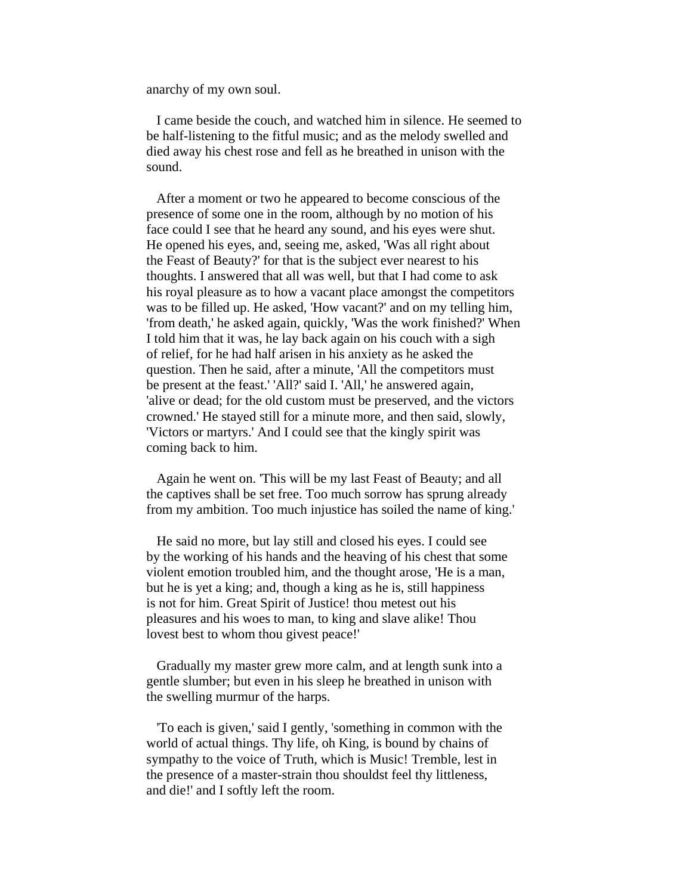anarchy of my own soul.

I came beside the couch, and watched him in silence. He seemed to be half-listening to the fitful music; and as the melody swelled and died away his chest rose and fell as he breathed in unison with the sound.

After a moment or two he appeared to become conscious of the presence of some one in the room, although by no motion of his face could I see that he heard any sound, and his eyes were shut. He opened his eyes, and, seeing me, asked, 'Was all right about the Feast of Beauty?' for that is the subject ever nearest to his thoughts. I answered that all was well, but that I had come to ask his royal pleasure as to how a vacant place amongst the competitors was to be filled up. He asked, 'How vacant?' and on my telling him, 'from death,' he asked again, quickly, 'Was the work finished?' When I told him that it was, he lay back again on his couch with a sigh of relief, for he had half arisen in his anxiety as he asked the question. Then he said, after a minute, 'All the competitors must be present at the feast.' 'All?' said I. 'All,' he answered again, 'alive or dead; for the old custom must be preserved, and the victors crowned.' He stayed still for a minute more, and then said, slowly, 'Victors or martyrs.' And I could see that the kingly spirit was coming back to him.

Again he went on. 'This will be my last Feast of Beauty; and all the captives shall be set free. Too much sorrow has sprung already from my ambition. Too much injustice has soiled the name of king.'

He said no more, but lay still and closed his eyes. I could see by the working of his hands and the heaving of his chest that some violent emotion troubled him, and the thought arose, 'He is a man, but he is yet a king; and, though a king as he is, still happiness is not for him. Great Spirit of Justice! thou metest out his pleasures and his woes to man, to king and slave alike! Thou lovest best to whom thou givest peace!'

Gradually my master grew more calm, and at length sunk into a gentle slumber; but even in his sleep he breathed in unison with the swelling murmur of the harps.

'To each is given,' said I gently, 'something in common with the world of actual things. Thy life, oh King, is bound by chains of sympathy to the voice of Truth, which is Music! Tremble, lest in the presence of a master-strain thou shouldst feel thy littleness, and die!' and I softly left the room.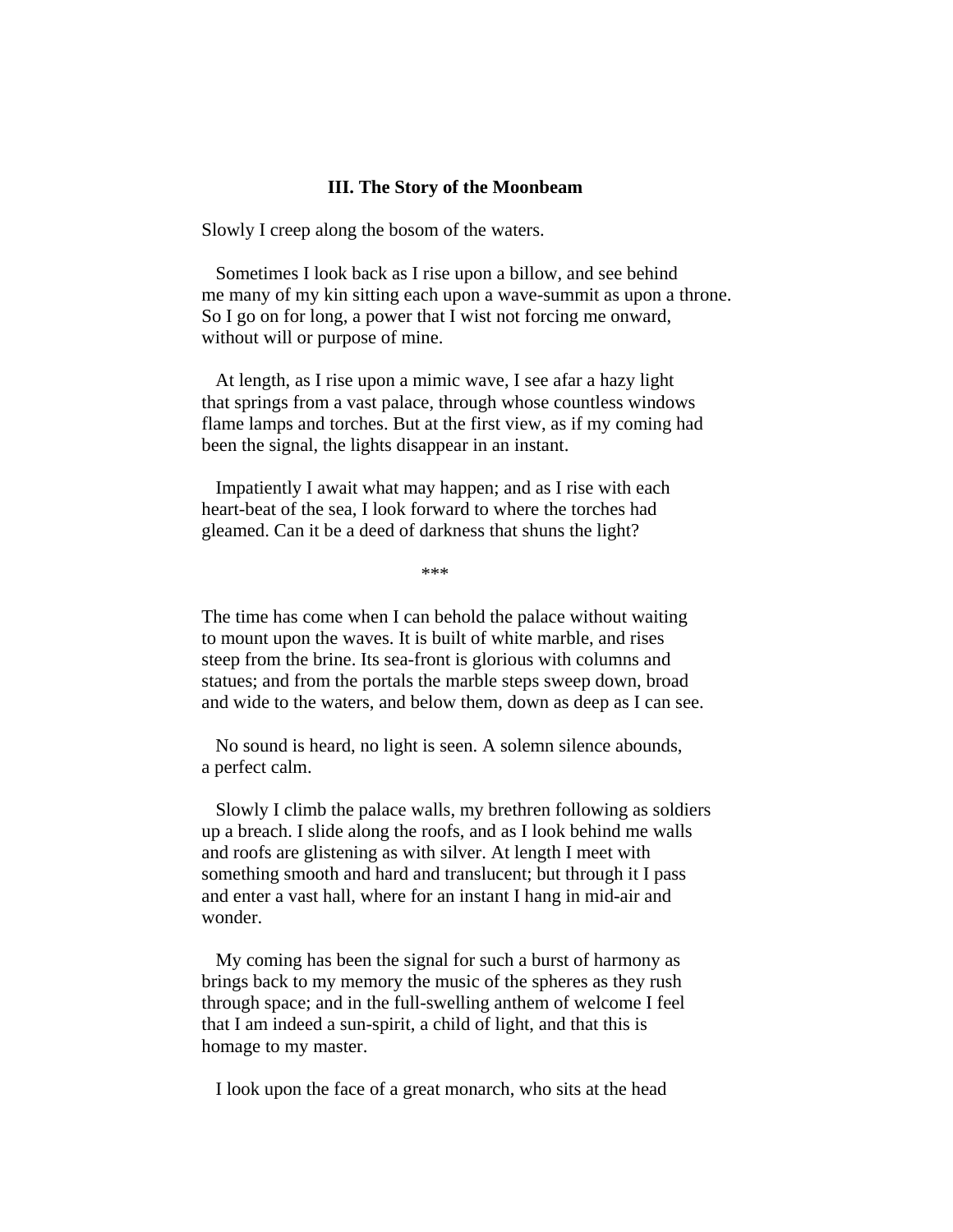### III. The Story of the Moonbeam

Slowly I creep along the bosom of the waters.

Sometimes I look back as I rise upon a billow, and see behind me many of my kin sitting each upon a wave-summit as upon a throne. So I go on for long, a power that I wist not forcing me onward, without will or purpose of mine.

At length, as I rise upon a mimic wave, I see afar a hazy light that springs from a vast palace, through whose countless windows flame lamps and torches. But at the first view, as if my coming had been the signal, the lights disappear in an instant.

Impatiently I await what may happen; and as I rise with each heart-beat of the sea, I look forward to where the torches had gleamed. Can it be a deed of darkness that shuns the light?

***

The time has come when I can behold the palace without waiting to mount upon the waves. It is built of white marble, and rises steep from the brine. Its sea-front is glorious with columns and statues; and from the portals the marble steps sweep down, broad and wide to the waters, and below them, down as deep as I can see.

No sound is heard, no light is seen. A solemn silence abounds, a perfect calm.

Slowly I climb the palace walls, my brethren following as soldiers up a breach. I slide along the roofs, and as I look behind me walls and roofs are glistening as with silver. At length I meet with something smooth and hard and translucent; but through it I pass and enter a vast hall, where for an instant I hang in mid-air and wonder.

My coming has been the signal for such a burst of harmony as brings back to my memory the music of the spheres as they rush through space; and in the full-swelling anthem of welcome I feel that I am indeed a sun-spirit, a child of light, and that this is homage to my master.

I look upon the face of a great monarch, who sits at the head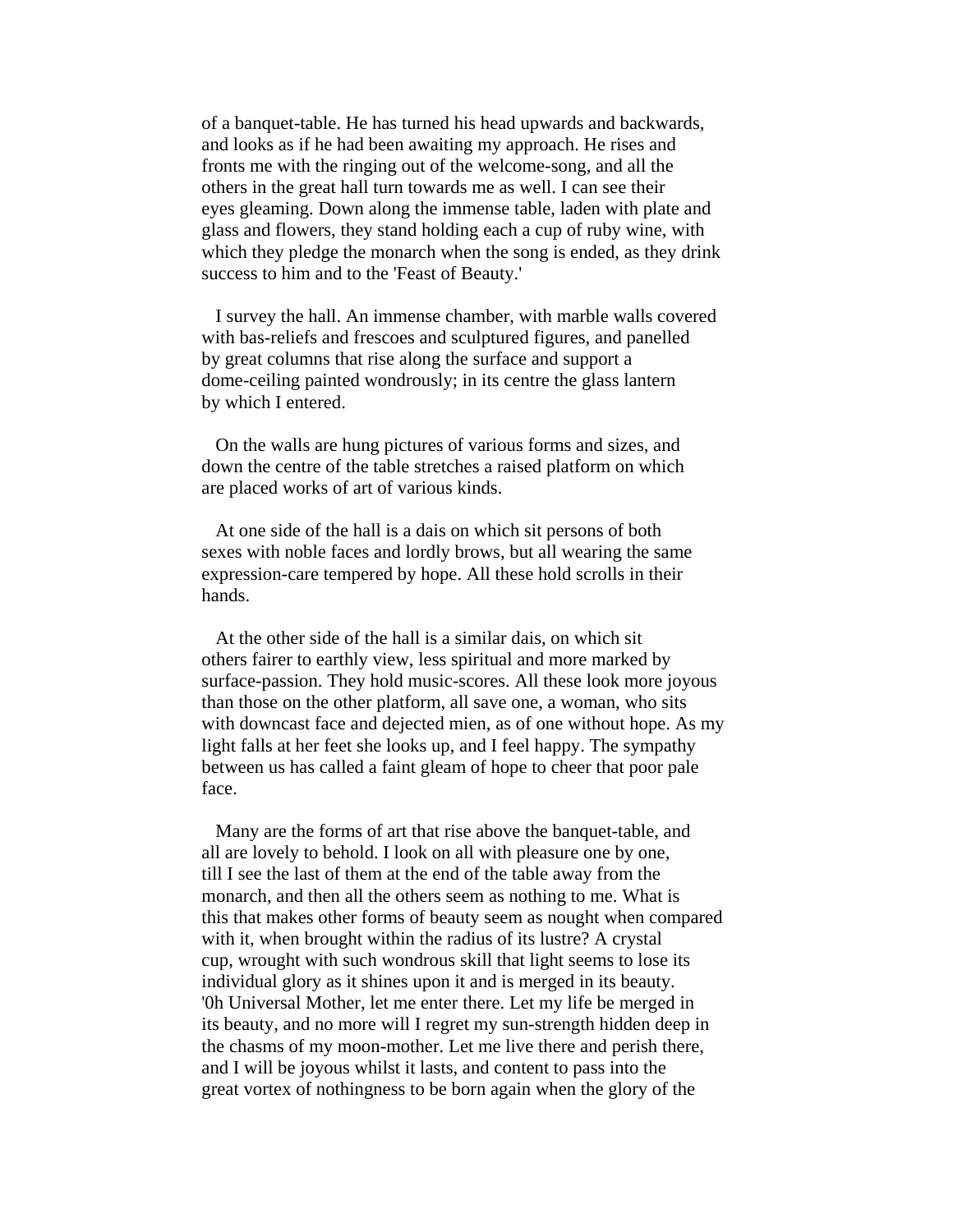of a banquet-table. He has turned his head upwards and backwards, and looks as if he had been awaiting my approach. He rises and fronts me with the ringing out of the welcome-song, and all the others in the great hall turn towards me as well. I can see their eyes gleaming. Down along the immense table, laden with plate and glass and flowers, they stand holding each a cup of ruby wine, with which they pledge the monarch when the song is ended, as they drink success to him and to the 'Feast of Beauty.'

I survey the hall. An immense chamber, with marble walls covered with bas-reliefs and frescoes and sculptured figures, and panelled by great columns that rise along the surface and support a dome-ceiling painted wondrously; in its centre the glass lantern by which I entered.

On the walls are hung pictures of various forms and sizes, and down the centre of the table stretches a raised platform on which are placed works of art of various kinds.

At one side of the hall is a dais on which sit persons of both sexes with noble faces and lordly brows, but all wearing the same expression-care tempered by hope. All these hold scrolls in their hands.

At the other side of the hall is a similar dais, on which sit others fairer to earthly view, less spiritual and more marked by surface-passion. They hold music-scores. All these look more joyous than those on the other platform, all save one, a woman, who sits with downcast face and dejected mien, as of one without hope. As my light falls at her feet she looks up, and I feel happy. The sympathy between us has called a faint gleam of hope to cheer that poor pale face.

Many are the forms of art that rise above the banquet-table, and all are lovely to behold. I look on all with pleasure one by one, till I see the last of them at the end of the table away from the monarch, and then all the others seem as nothing to me. What is this that makes other forms of beauty seem as nought when compared with it, when brought within the radius of its lustre? A crystal cup, wrought with such wondrous skill that light seems to lose its individual glory as it shines upon it and is merged in its beauty. '0h Universal Mother, let me enter there. Let my life be merged in its beauty, and no more will I regret my sun-strength hidden deep in the chasms of my moon-mother. Let me live there and perish there, and I will be joyous whilst it lasts, and content to pass into the great vortex of nothingness to be born again when the glory of the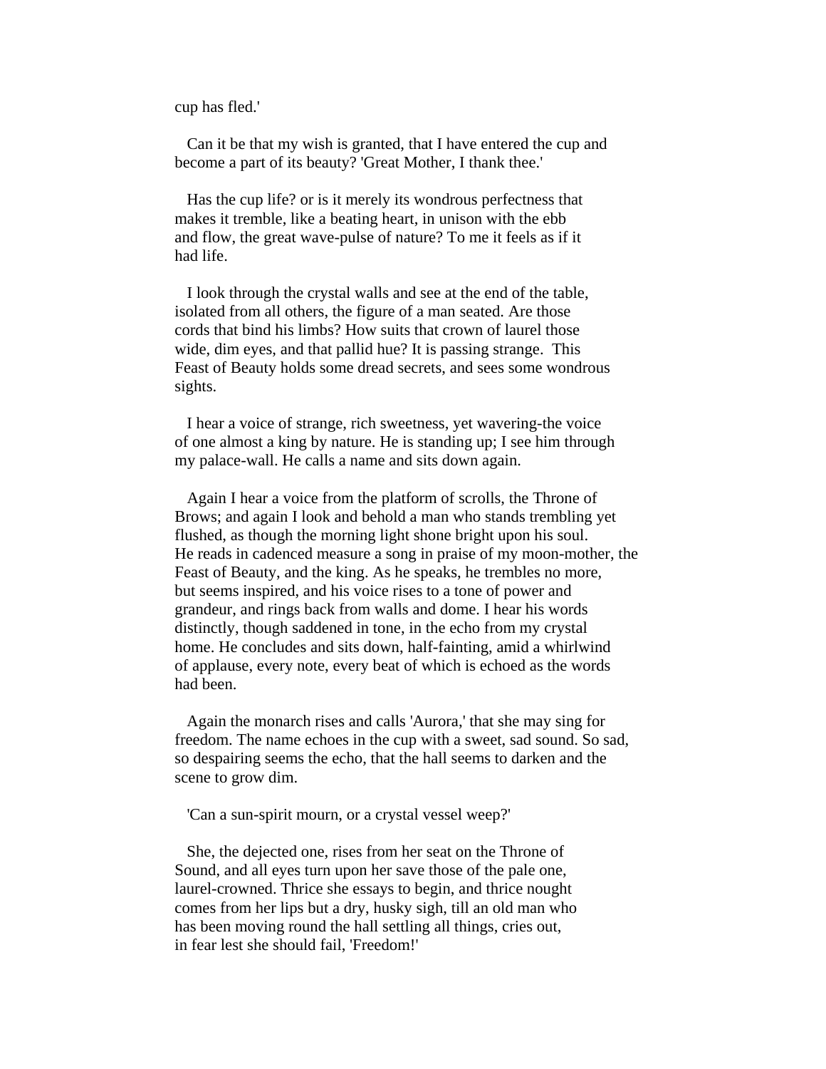cup has fled.'

Can it be that my wish is granted, that I have entered the cup and become a part of its beauty? 'Great Mother, I thank thee.'

Has the cup life? or is it merely its wondrous perfectness that makes it tremble, like a beating heart, in unison with the ebb and flow, the great wave-pulse of nature? To me it feels as if it had life.

I look through the crystal walls and see at the end of the table, isolated from all others, the figure of a man seated. Are those cords that bind his limbs? How suits that crown of laurel those wide, dim eyes, and that pallid hue? It is passing strange. This Feast of Beauty holds some dread secrets, and sees some wondrous sights.

I hear a voice of strange, rich sweetness, yet wavering-the voice of one almost a king by nature. He is standing up; I see him through my palace-wall. He calls a name and sits down again.

Again I hear a voice from the platform of scrolls, the Throne of Brows; and again I look and behold a man who stands trembling yet flushed, as though the morning light shone bright upon his soul. He reads in cadenced measure a song in praise of my moon-mother, the Feast of Beauty, and the king. As he speaks, he trembles no more, but seems inspired, and his voice rises to a tone of power and grandeur, and rings back from walls and dome. I hear his words distinctly, though saddened in tone, in the echo from my crystal home. He concludes and sits down, half-fainting, amid a whirlwind of applause, every note, every beat of which is echoed as the words had been.

Again the monarch rises and calls 'Aurora,' that she may sing for freedom. The name echoes in the cup with a sweet, sad sound. So sad, so despairing seems the echo, that the hall seems to darken and the scene to grow dim.

'Can a sun-spirit mourn, or a crystal vessel weep?'

She, the dejected one, rises from her seat on the Throne of Sound, and all eyes turn upon her save those of the pale one, laurel-crowned. Thrice she essays to begin, and thrice nought comes from her lips but a dry, husky sigh, till an old man who has been moving round the hall settling all things, cries out, in fear lest she should fail, 'Freedom!'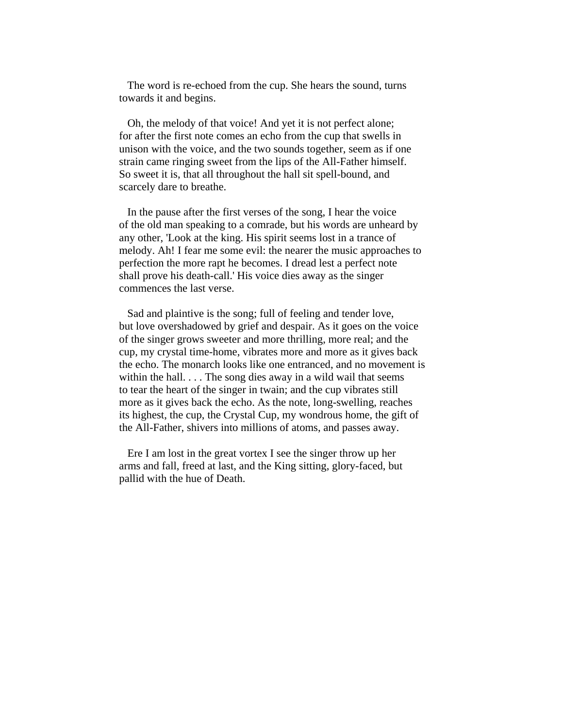The word is re-echoed from the cup. She hears the sound, turns towards it and begins.

Oh, the melody of that voice! And yet it is not perfect alone; for after the first note comes an echo from the cup that swells in unison with the voice, and the two sounds together, seem as if one strain came ringing sweet from the lips of the All-Father himself. So sweet it is, that all throughout the hall sit spell-bound, and scarcely dare to breathe.

In the pause after the first verses of the song, I hear the voice of the old man speaking to a comrade, but his words are unheard by any other, 'Look at the king. His spirit seems lost in a trance of melody. Ah! I fear me some evil: the nearer the music approaches to perfection the more rapt he becomes. I dread lest a perfect note shall prove his death-call.' His voice dies away as the singer commences the last verse.

Sad and plaintive is the song; full of feeling and tender love, but love overshadowed by grief and despair. As it goes on the voice of the singer grows sweeter and more thrilling, more real; and the cup, my crystal time-home, vibrates more and more as it gives back the echo. The monarch looks like one entranced, and no movement is within the hall. . . . The song dies away in a wild wail that seems to tear the heart of the singer in twain; and the cup vibrates still more as it gives back the echo. As the note, long-swelling, reaches its highest, the cup, the Crystal Cup, my wondrous home, the gift of the All-Father, shivers into millions of atoms, and passes away.

Ere I am lost in the great vortex I see the singer throw up her arms and fall, freed at last, and the King sitting, glory-faced, but pallid with the hue of Death.